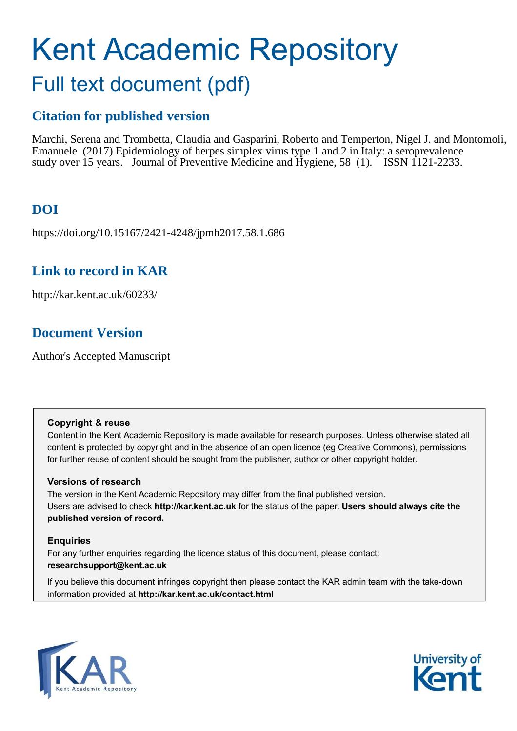# Kent Academic Repository

## Full text document (pdf)

## Citation for published version

Marchi, Serena and Trombetta, Claudia and Gasparini, Roberto and Temperton, Nigel J. and Montomoli, Emanuele (2017) Epidemiology of herpes simplex virus type 1 and 2 in Italy: a seroprevalence study over 15 years. Journal of Preventive Medicine and Hygiene, 58 (1). ISSN 1121-2233.

## DOI

https://doi.org/10.15167/2421-4248/jpmh2017.58.1.686

## Link to record in KAR

http://kar.kent.ac.uk/60233/

## Document Version

Author's Accepted Manuscript

**Copyright & reuse**

Content in the Kent Academic Repository is made available for research purposes. Unless otherwise stated all content is protected by copyright and in the absence of an open licence (eg Creative Commons), permissions for further reuse of content should be sought from the publisher, author or other copyright holder.

**Versions of research**

The version in the Kent Academic Repository may differ from the final published version. Users are advised to check **http://kar.kent.ac.uk** for the status of the paper. **Users should always cite the published version of record.**

**Enquiries**

For any further enquiries regarding the licence status of this document, please contact: **researchsupport@kent.ac.uk**

If you believe this document infringes copyright then please contact the KAR admin team with the take-down information provided at **http://kar.kent.ac.uk/contact.html**

KAR Kent Academic Repository

University of Kent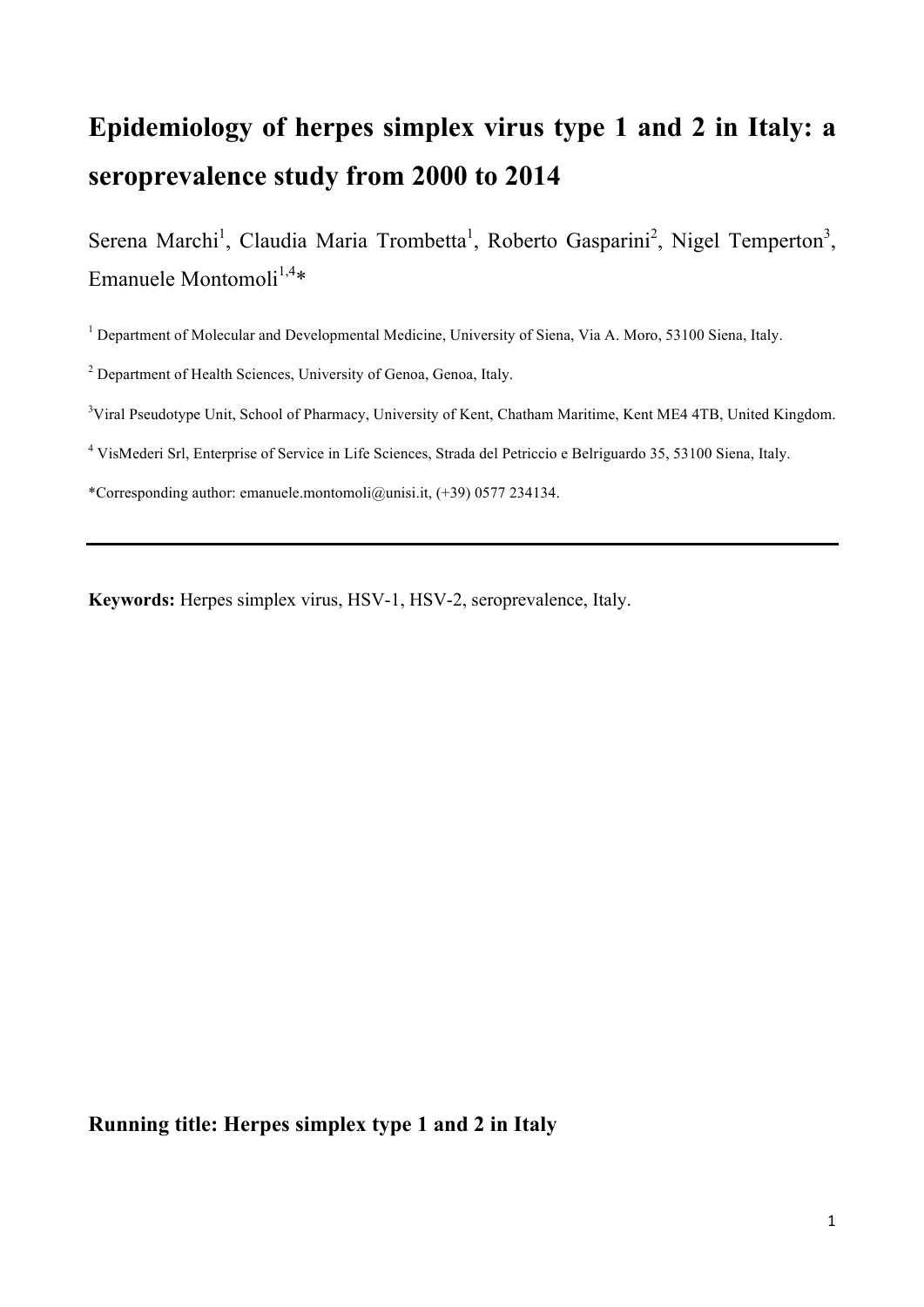# Epidemiology of herpes simplex virus type 1 and 2 in Italy: a seroprevalence study from 2000 to 2014

Serena Marchi[1], Claudia Maria Trombetta[1], Roberto Gasparini[2], Nigel Temperton[3], Emanuele Montomoli[1,4]*

[1] Department of Molecular and Developmental Medicine, University of Siena, Via A. Moro, 53100 Siena, Italy.

[2] Department of Health Sciences, University of Genoa, Genoa, Italy.

[3] Viral Pseudotype Unit, School of Pharmacy, University of Kent, Chatham Maritime, Kent ME4 4TB, United Kingdom.

[4] VisMederi Srl, Enterprise of Service in Life Sciences, Strada del Petriccio e Belriguardo 35, 53100 Siena, Italy.

*Corresponding author: emanuele.montomoli@unisi.it, (+39) 0577 234134.

---

**Keywords:** Herpes simplex virus, HSV-1, HSV-2, seroprevalence, Italy.

**Running title: Herpes simplex type 1 and 2 in Italy**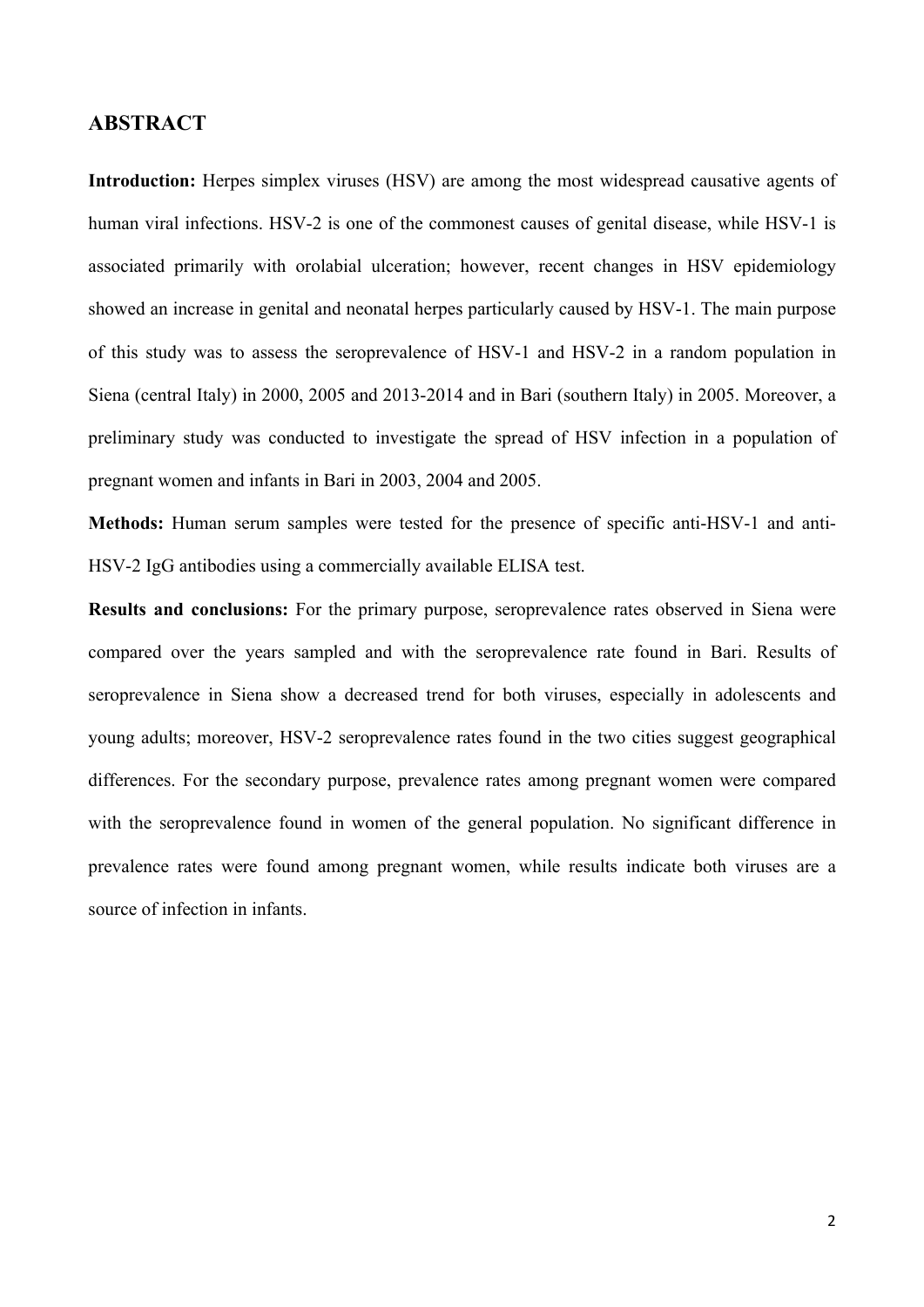## ABSTRACT

**Introduction:** Herpes simplex viruses (HSV) are among the most widespread causative agents of human viral infections. HSV-2 is one of the commonest causes of genital disease, while HSV-1 is associated primarily with orolabial ulceration; however, recent changes in HSV epidemiology showed an increase in genital and neonatal herpes particularly caused by HSV-1. The main purpose of this study was to assess the seroprevalence of HSV-1 and HSV-2 in a random population in Siena (central Italy) in 2000, 2005 and 2013-2014 and in Bari (southern Italy) in 2005. Moreover, a preliminary study was conducted to investigate the spread of HSV infection in a population of pregnant women and infants in Bari in 2003, 2004 and 2005.

**Methods:** Human serum samples were tested for the presence of specific anti-HSV-1 and anti-HSV-2 IgG antibodies using a commercially available ELISA test.

**Results and conclusions:** For the primary purpose, seroprevalence rates observed in Siena were compared over the years sampled and with the seroprevalence rate found in Bari. Results of seroprevalence in Siena show a decreased trend for both viruses, especially in adolescents and young adults; moreover, HSV-2 seroprevalence rates found in the two cities suggest geographical differences. For the secondary purpose, prevalence rates among pregnant women were compared with the seroprevalence found in women of the general population. No significant difference in prevalence rates were found among pregnant women, while results indicate both viruses are a source of infection in infants.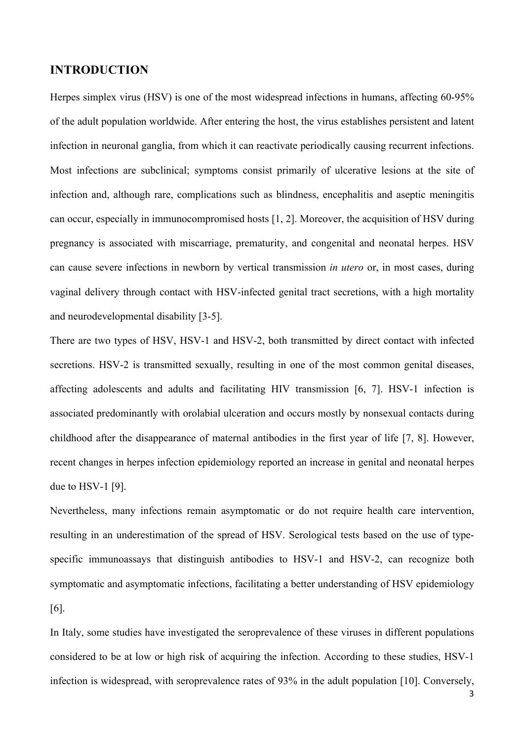## INTRODUCTION

Herpes simplex virus (HSV) is one of the most widespread infections in humans, affecting 60-95% of the adult population worldwide. After entering the host, the virus establishes persistent and latent infection in neuronal ganglia, from which it can reactivate periodically causing recurrent infections. Most infections are subclinical; symptoms consist primarily of ulcerative lesions at the site of infection and, although rare, complications such as blindness, encephalitis and aseptic meningitis can occur, especially in immunocompromised hosts [1, 2]. Moreover, the acquisition of HSV during pregnancy is associated with miscarriage, prematurity, and congenital and neonatal herpes. HSV can cause severe infections in newborn by vertical transmission *in utero* or, in most cases, during vaginal delivery through contact with HSV-infected genital tract secretions, with a high mortality and neurodevelopmental disability [3-5].

There are two types of HSV, HSV-1 and HSV-2, both transmitted by direct contact with infected secretions. HSV-2 is transmitted sexually, resulting in one of the most common genital diseases, affecting adolescents and adults and facilitating HIV transmission [6, 7]. HSV-1 infection is associated predominantly with orolabial ulceration and occurs mostly by nonsexual contacts during childhood after the disappearance of maternal antibodies in the first year of life [7, 8]. However, recent changes in herpes infection epidemiology reported an increase in genital and neonatal herpes due to HSV-1 [9].

Nevertheless, many infections remain asymptomatic or do not require health care intervention, resulting in an underestimation of the spread of HSV. Serological tests based on the use of type-specific immunoassays that distinguish antibodies to HSV-1 and HSV-2, can recognize both symptomatic and asymptomatic infections, facilitating a better understanding of HSV epidemiology [6].

In Italy, some studies have investigated the seroprevalence of these viruses in different populations considered to be at low or high risk of acquiring the infection. According to these studies, HSV-1 infection is widespread, with seroprevalence rates of 93% in the adult population [10]. Conversely,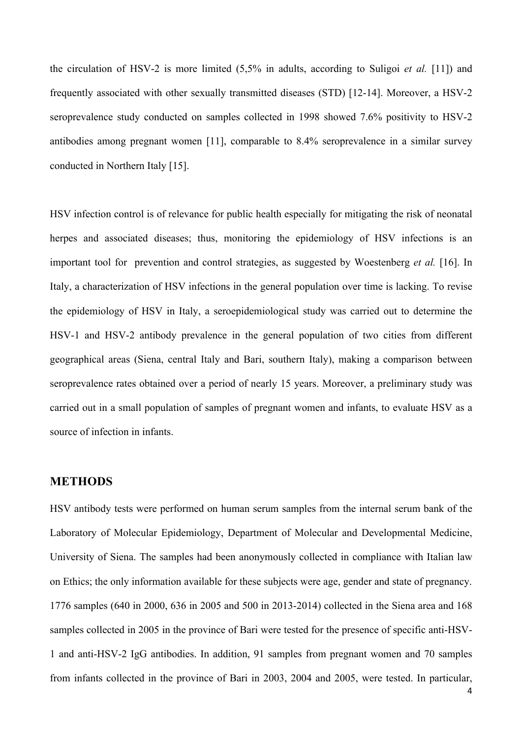the circulation of HSV-2 is more limited (5,5% in adults, according to Suligoi *et al.* [11]) and frequently associated with other sexually transmitted diseases (STD) [12-14]. Moreover, a HSV-2 seroprevalence study conducted on samples collected in 1998 showed 7.6% positivity to HSV-2 antibodies among pregnant women [11], comparable to 8.4% seroprevalence in a similar survey conducted in Northern Italy [15].

HSV infection control is of relevance for public health especially for mitigating the risk of neonatal herpes and associated diseases; thus, monitoring the epidemiology of HSV infections is an important tool for prevention and control strategies, as suggested by Woestenberg *et al.* [16]. In Italy, a characterization of HSV infections in the general population over time is lacking. To revise the epidemiology of HSV in Italy, a seroepidemiological study was carried out to determine the HSV-1 and HSV-2 antibody prevalence in the general population of two cities from different geographical areas (Siena, central Italy and Bari, southern Italy), making a comparison between seroprevalence rates obtained over a period of nearly 15 years. Moreover, a preliminary study was carried out in a small population of samples of pregnant women and infants, to evaluate HSV as a source of infection in infants.

## METHODS

HSV antibody tests were performed on human serum samples from the internal serum bank of the Laboratory of Molecular Epidemiology, Department of Molecular and Developmental Medicine, University of Siena. The samples had been anonymously collected in compliance with Italian law on Ethics; the only information available for these subjects were age, gender and state of pregnancy. 1776 samples (640 in 2000, 636 in 2005 and 500 in 2013-2014) collected in the Siena area and 168 samples collected in 2005 in the province of Bari were tested for the presence of specific anti-HSV-1 and anti-HSV-2 IgG antibodies. In addition, 91 samples from pregnant women and 70 samples from infants collected in the province of Bari in 2003, 2004 and 2005, were tested. In particular,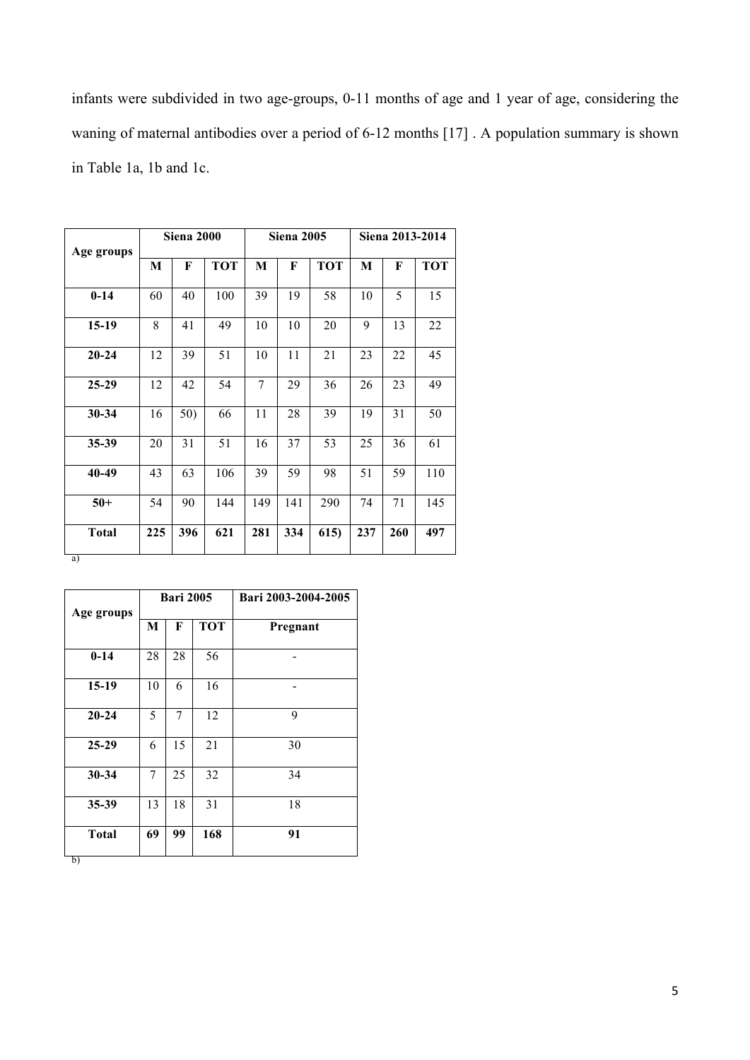infants were subdivided in two age-groups, 0-11 months of age and 1 year of age, considering the waning of maternal antibodies over a period of 6-12 months [17] . A population summary is shown in Table 1a, 1b and 1c.

| Age groups | Siena 2000 | | | Siena 2005 | | | Siena 2013-2014 | | |
|---|---|---|---|---|---|---|---|---|---|
| | M | F | TOT | M | F | TOT | M | F | TOT |
| **0-14** | 60 | 40 | 100 | 39 | 19 | 58 | 10 | 5 | 15 |
| **15-19** | 8 | 41 | 49 | 10 | 10 | 20 | 9 | 13 | 22 |
| **20-24** | 12 | 39 | 51 | 10 | 11 | 21 | 23 | 22 | 45 |
| **25-29** | 12 | 42 | 54 | 7 | 29 | 36 | 26 | 23 | 49 |
| **30-34** | 16 | 50) | 66 | 11 | 28 | 39 | 19 | 31 | 50 |
| **35-39** | 20 | 31 | 51 | 16 | 37 | 53 | 25 | 36 | 61 |
| **40-49** | 43 | 63 | 106 | 39 | 59 | 98 | 51 | 59 | 110 |
| **50+** | 54 | 90 | 144 | 149 | 141 | 290 | 74 | 71 | 145 |
| **Total** | **225** | **396** | **621** | **281** | **334** | **615)** | **237** | **260** | **497** |

a)

| Age groups | Bari 2005 | | | Bari 2003-2004-2005 |
|---|---|---|---|---|
| | M | F | TOT | Pregnant |
| **0-14** | 28 | 28 | 56 | - |
| **15-19** | 10 | 6 | 16 | - |
| **20-24** | 5 | 7 | 12 | 9 |
| **25-29** | 6 | 15 | 21 | 30 |
| **30-34** | 7 | 25 | 32 | 34 |
| **35-39** | 13 | 18 | 31 | 18 |
| **Total** | **69** | **99** | **168** | **91** |

b)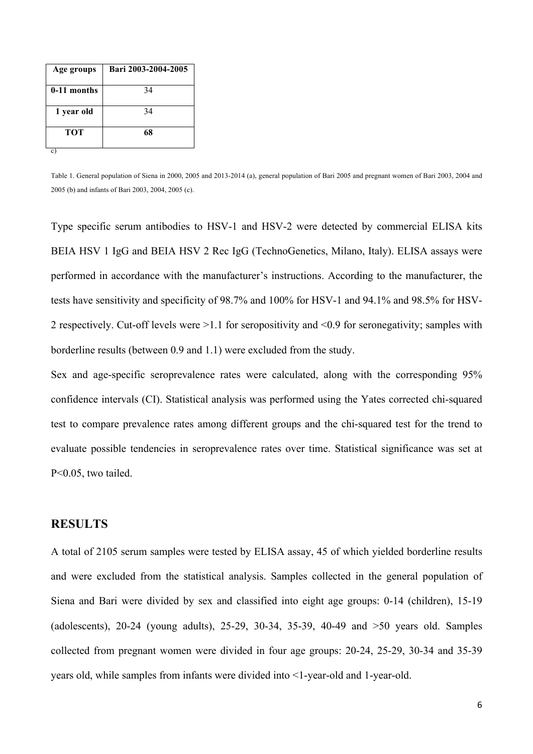| Age groups | Bari 2003-2004-2005 |
|---|---|
| **0-11 months** | 34 |
| **1 year old** | 34 |
| **TOT** | **68** |

c)

Table 1. General population of Siena in 2000, 2005 and 2013-2014 (a), general population of Bari 2005 and pregnant women of Bari 2003, 2004 and 2005 (b) and infants of Bari 2003, 2004, 2005 (c).

Type specific serum antibodies to HSV-1 and HSV-2 were detected by commercial ELISA kits BEIA HSV 1 IgG and BEIA HSV 2 Rec IgG (TechnoGenetics, Milano, Italy). ELISA assays were performed in accordance with the manufacturer's instructions. According to the manufacturer, the tests have sensitivity and specificity of 98.7% and 100% for HSV-1 and 94.1% and 98.5% for HSV-2 respectively. Cut-off levels were >1.1 for seropositivity and <0.9 for seronegativity; samples with borderline results (between 0.9 and 1.1) were excluded from the study.

Sex and age-specific seroprevalence rates were calculated, along with the corresponding 95% confidence intervals (CI). Statistical analysis was performed using the Yates corrected chi-squared test to compare prevalence rates among different groups and the chi-squared test for the trend to evaluate possible tendencies in seroprevalence rates over time. Statistical significance was set at $P<0.05$, two tailed.

## RESULTS

A total of 2105 serum samples were tested by ELISA assay, 45 of which yielded borderline results and were excluded from the statistical analysis. Samples collected in the general population of Siena and Bari were divided by sex and classified into eight age groups: 0-14 (children), 15-19 (adolescents), 20-24 (young adults), 25-29, 30-34, 35-39, 40-49 and >50 years old. Samples collected from pregnant women were divided in four age groups: 20-24, 25-29, 30-34 and 35-39 years old, while samples from infants were divided into <1-year-old and 1-year-old.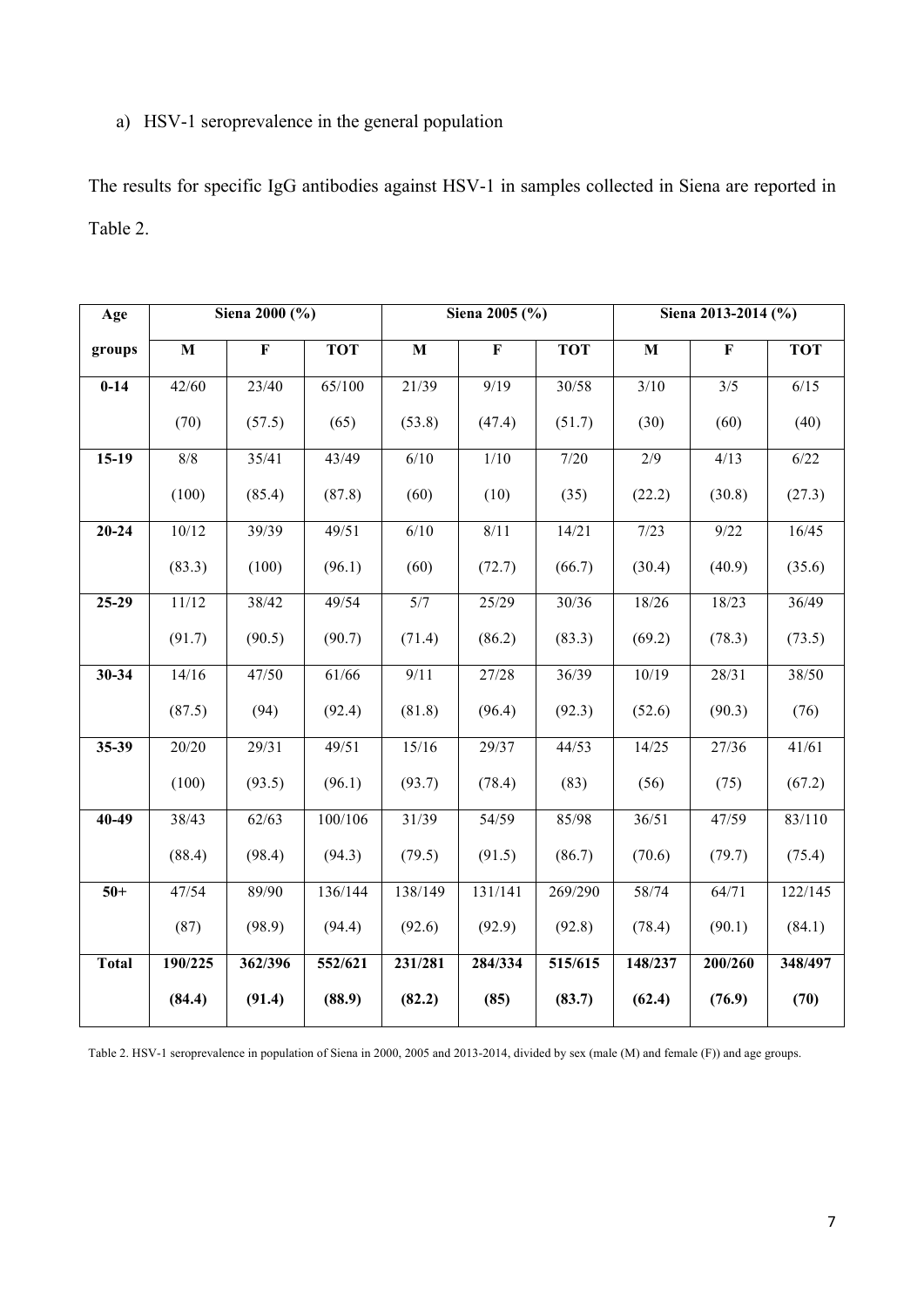a) HSV-1 seroprevalence in the general population

The results for specific IgG antibodies against HSV-1 in samples collected in Siena are reported in Table 2.

| Age groups | Siena 2000 (%) | | | Siena 2005 (%) | | | Siena 2013-2014 (%) | | |
|---|---|---|---|---|---|---|---|---|---|
| | **M** | **F** | **TOT** | **M** | **F** | **TOT** | **M** | **F** | **TOT** |
| **0-14** | 42/60 (70) | 23/40 (57.5) | 65/100 (65) | 21/39 (53.8) | 9/19 (47.4) | 30/58 (51.7) | 3/10 (30) | 3/5 (60) | 6/15 (40) |
| **15-19** | 8/8 (100) | 35/41 (85.4) | 43/49 (87.8) | 6/10 (60) | 1/10 (10) | 7/20 (35) | 2/9 (22.2) | 4/13 (30.8) | 6/22 (27.3) |
| **20-24** | 10/12 (83.3) | 39/39 (100) | 49/51 (96.1) | 6/10 (60) | 8/11 (72.7) | 14/21 (66.7) | 7/23 (30.4) | 9/22 (40.9) | 16/45 (35.6) |
| **25-29** | 11/12 (91.7) | 38/42 (90.5) | 49/54 (90.7) | 5/7 (71.4) | 25/29 (86.2) | 30/36 (83.3) | 18/26 (69.2) | 18/23 (78.3) | 36/49 (73.5) |
| **30-34** | 14/16 (87.5) | 47/50 (94) | 61/66 (92.4) | 9/11 (81.8) | 27/28 (96.4) | 36/39 (92.3) | 10/19 (52.6) | 28/31 (90.3) | 38/50 (76) |
| **35-39** | 20/20 (100) | 29/31 (93.5) | 49/51 (96.1) | 15/16 (93.7) | 29/37 (78.4) | 44/53 (83) | 14/25 (56) | 27/36 (75) | 41/61 (67.2) |
| **40-49** | 38/43 (88.4) | 62/63 (98.4) | 100/106 (94.3) | 31/39 (79.5) | 54/59 (91.5) | 85/98 (86.7) | 36/51 (70.6) | 47/59 (79.7) | 83/110 (75.4) |
| **50+** | 47/54 (87) | 89/90 (98.9) | 136/144 (94.4) | 138/149 (92.6) | 131/141 (92.9) | 269/290 (92.8) | 58/74 (78.4) | 64/71 (90.1) | 122/145 (84.1) |
| **Total** | **190/225 (84.4)** | **362/396 (91.4)** | **552/621 (88.9)** | **231/281 (82.2)** | **284/334 (85)** | **515/615 (83.7)** | **148/237 (62.4)** | **200/260 (76.9)** | **348/497 (70)** |

Table 2. HSV-1 seroprevalence in population of Siena in 2000, 2005 and 2013-2014, divided by sex (male (M) and female (F)) and age groups.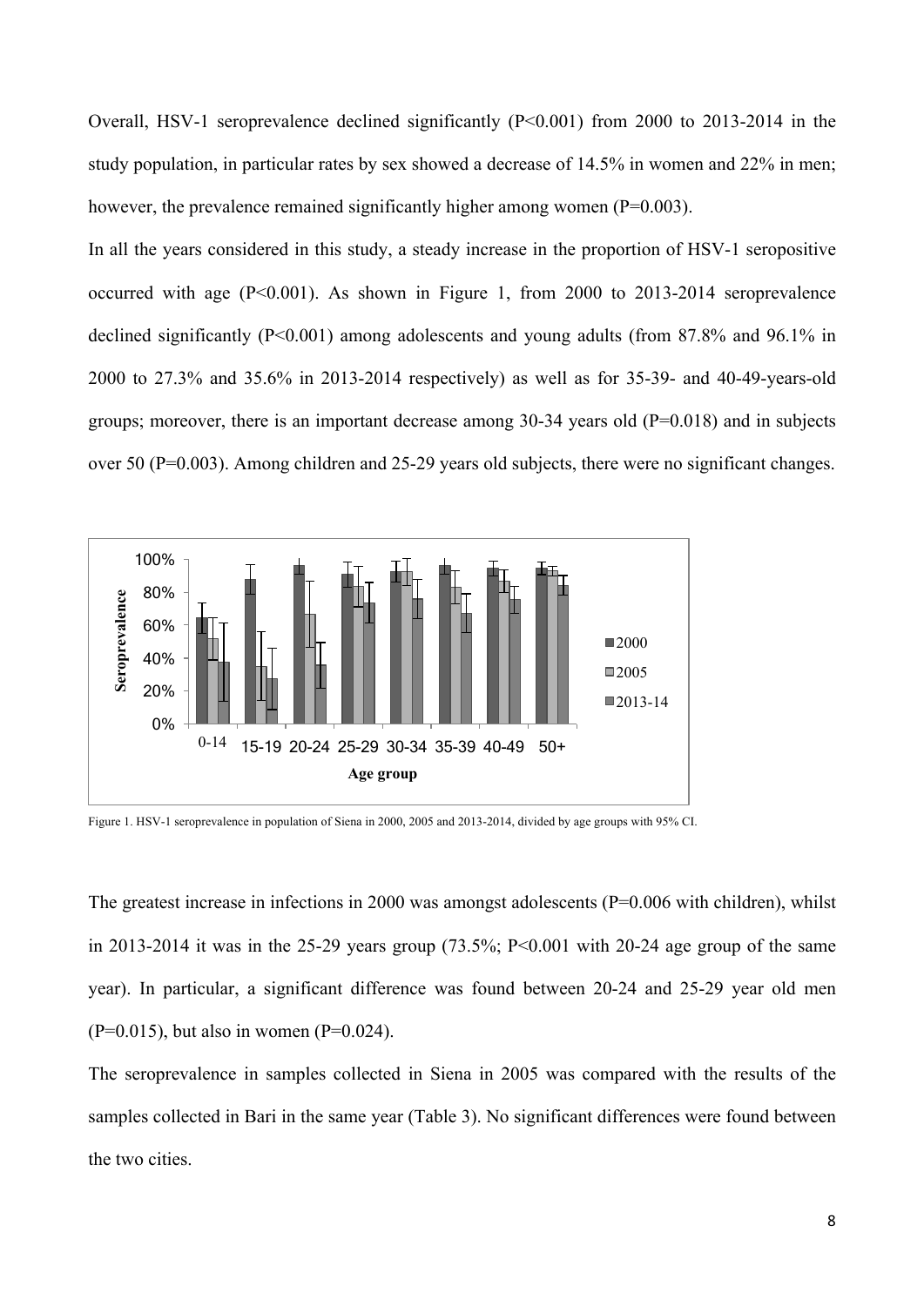Overall, HSV-1 seroprevalence declined significantly (P<0.001) from 2000 to 2013-2014 in the study population, in particular rates by sex showed a decrease of 14.5% in women and 22% in men; however, the prevalence remained significantly higher among women (P=0.003).

In all the years considered in this study, a steady increase in the proportion of HSV-1 seropositive occurred with age (P<0.001). As shown in Figure 1, from 2000 to 2013-2014 seroprevalence declined significantly (P<0.001) among adolescents and young adults (from 87.8% and 96.1% in 2000 to 27.3% and 35.6% in 2013-2014 respectively) as well as for 35-39- and 40-49-years-old groups; moreover, there is an important decrease among 30-34 years old (P=0.018) and in subjects over 50 (P=0.003). Among children and 25-29 years old subjects, there were no significant changes.

Seroprevalence
100%
80%
60%
40%
20%
0%
0-14 15-19 20-24 25-29 30-34 35-39 40-49 50+
Age group
2000
2005
2013-14

Figure 1. HSV-1 seroprevalence in population of Siena in 2000, 2005 and 2013-2014, divided by age groups with 95% CI.

The greatest increase in infections in 2000 was amongst adolescents (P=0.006 with children), whilst in 2013-2014 it was in the 25-29 years group (73.5%; P<0.001 with 20-24 age group of the same year). In particular, a significant difference was found between 20-24 and 25-29 year old men (P=0.015), but also in women (P=0.024).

The seroprevalence in samples collected in Siena in 2005 was compared with the results of the samples collected in Bari in the same year (Table 3). No significant differences were found between the two cities.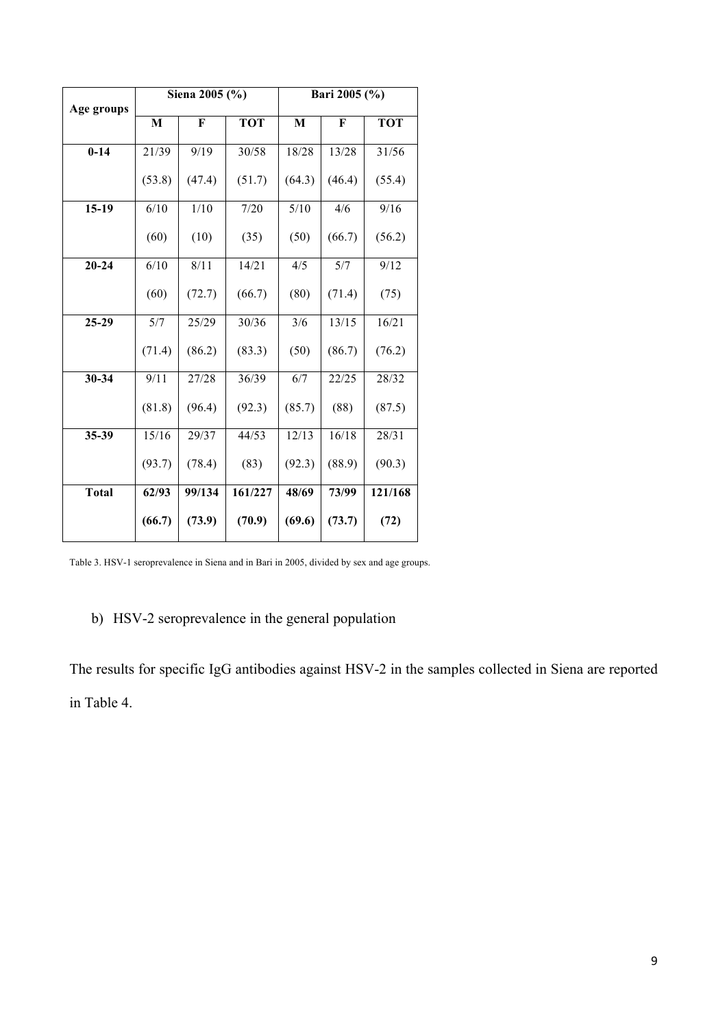| Age groups | Siena 2005 (%) | | | Bari 2005 (%) | | |
|---|---|---|---|---|---|---|
| | **M** | **F** | **TOT** | **M** | **F** | **TOT** |
| **0-14** | 21/39 (53.8) | 9/19 (47.4) | 30/58 (51.7) | 18/28 (64.3) | 13/28 (46.4) | 31/56 (55.4) |
| **15-19** | 6/10 (60) | 1/10 (10) | 7/20 (35) | 5/10 (50) | 4/6 (66.7) | 9/16 (56.2) |
| **20-24** | 6/10 (60) | 8/11 (72.7) | 14/21 (66.7) | 4/5 (80) | 5/7 (71.4) | 9/12 (75) |
| **25-29** | 5/7 (71.4) | 25/29 (86.2) | 30/36 (83.3) | 3/6 (50) | 13/15 (86.7) | 16/21 (76.2) |
| **30-34** | 9/11 (81.8) | 27/28 (96.4) | 36/39 (92.3) | 6/7 (85.7) | 22/25 (88) | 28/32 (87.5) |
| **35-39** | 15/16 (93.7) | 29/37 (78.4) | 44/53 (83) | 12/13 (92.3) | 16/18 (88.9) | 28/31 (90.3) |
| **Total** | **62/93 (66.7)** | **99/134 (73.9)** | **161/227 (70.9)** | **48/69 (69.6)** | **73/99 (73.7)** | **121/168 (72)** |

Table 3. HSV-1 seroprevalence in Siena and in Bari in 2005, divided by sex and age groups.

b) HSV-2 seroprevalence in the general population

The results for specific IgG antibodies against HSV-2 in the samples collected in Siena are reported in Table 4.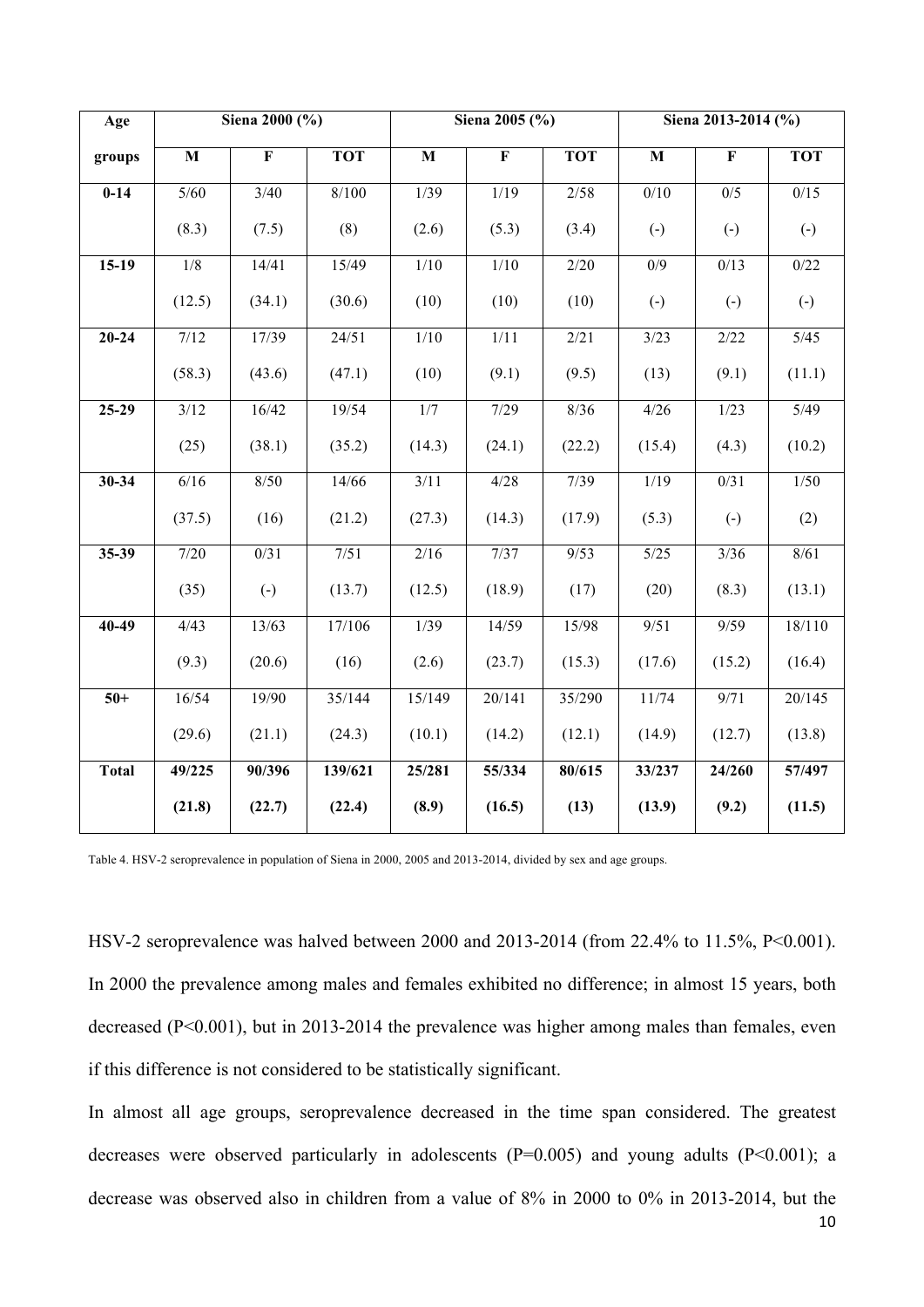| Age groups | Siena 2000 (%) | | | Siena 2005 (%) | | | Siena 2013-2014 (%) | | |
|---|---|---|---|---|---|---|---|---|---|
| | **M** | **F** | **TOT** | **M** | **F** | **TOT** | **M** | **F** | **TOT** |
| **0-14** | 5/60 (8.3) | 3/40 (7.5) | 8/100 (8) | 1/39 (2.6) | 1/19 (5.3) | 2/58 (3.4) | 0/10 (-) | 0/5 (-) | 0/15 (-) |
| **15-19** | 1/8 (12.5) | 14/41 (34.1) | 15/49 (30.6) | 1/10 (10) | 1/10 (10) | 2/20 (10) | 0/9 (-) | 0/13 (-) | 0/22 (-) |
| **20-24** | 7/12 (58.3) | 17/39 (43.6) | 24/51 (47.1) | 1/10 (10) | 1/11 (9.1) | 2/21 (9.5) | 3/23 (13) | 2/22 (9.1) | 5/45 (11.1) |
| **25-29** | 3/12 (25) | 16/42 (38.1) | 19/54 (35.2) | 1/7 (14.3) | 7/29 (24.1) | 8/36 (22.2) | 4/26 (15.4) | 1/23 (4.3) | 5/49 (10.2) |
| **30-34** | 6/16 (37.5) | 8/50 (16) | 14/66 (21.2) | 3/11 (27.3) | 4/28 (14.3) | 7/39 (17.9) | 1/19 (5.3) | 0/31 (-) | 1/50 (2) |
| **35-39** | 7/20 (35) | 0/31 (-) | 7/51 (13.7) | 2/16 (12.5) | 7/37 (18.9) | 9/53 (17) | 5/25 (20) | 3/36 (8.3) | 8/61 (13.1) |
| **40-49** | 4/43 (9.3) | 13/63 (20.6) | 17/106 (16) | 1/39 (2.6) | 14/59 (23.7) | 15/98 (15.3) | 9/51 (17.6) | 9/59 (15.2) | 18/110 (16.4) |
| **50+** | 16/54 (29.6) | 19/90 (21.1) | 35/144 (24.3) | 15/149 (10.1) | 20/141 (14.2) | 35/290 (12.1) | 11/74 (14.9) | 9/71 (12.7) | 20/145 (13.8) |
| **Total** | **49/225 (21.8)** | **90/396 (22.7)** | **139/621 (22.4)** | **25/281 (8.9)** | **55/334 (16.5)** | **80/615 (13)** | **33/237 (13.9)** | **24/260 (9.2)** | **57/497 (11.5)** |

Table 4. HSV-2 seroprevalence in population of Siena in 2000, 2005 and 2013-2014, divided by sex and age groups.

HSV-2 seroprevalence was halved between 2000 and 2013-2014 (from 22.4% to 11.5%, $P<0.001$). In 2000 the prevalence among males and females exhibited no difference; in almost 15 years, both decreased ($P<0.001$), but in 2013-2014 the prevalence was higher among males than females, even if this difference is not considered to be statistically significant.

In almost all age groups, seroprevalence decreased in the time span considered. The greatest decreases were observed particularly in adolescents ($P=0.005$) and young adults ($P<0.001$); a decrease was observed also in children from a value of 8% in 2000 to 0% in 2013-2014, but the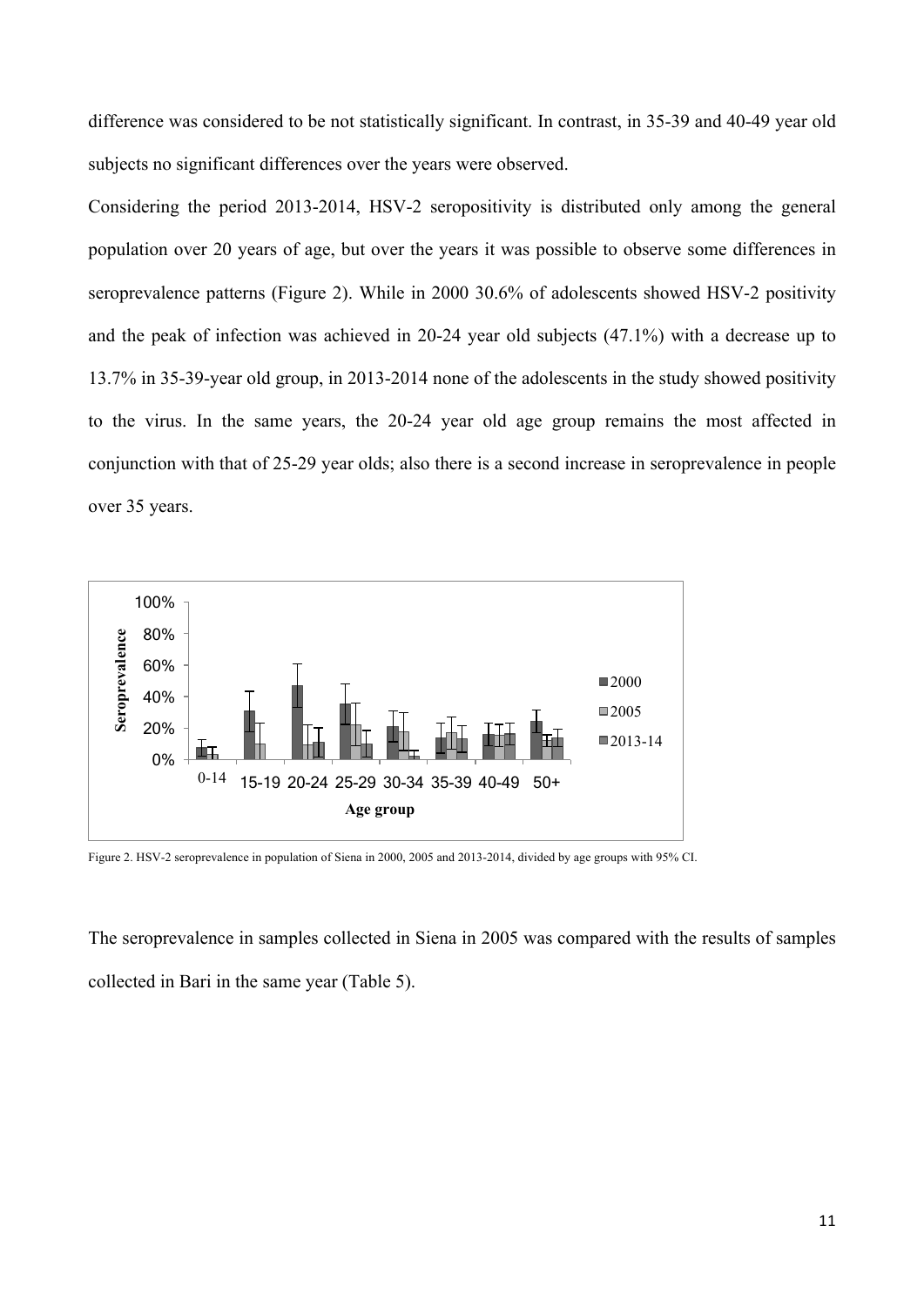difference was considered to be not statistically significant. In contrast, in 35-39 and 40-49 year old subjects no significant differences over the years were observed.

Considering the period 2013-2014, HSV-2 seropositivity is distributed only among the general population over 20 years of age, but over the years it was possible to observe some differences in seroprevalence patterns (Figure 2). While in 2000 30.6% of adolescents showed HSV-2 positivity and the peak of infection was achieved in 20-24 year old subjects (47.1%) with a decrease up to 13.7% in 35-39-year old group, in 2013-2014 none of the adolescents in the study showed positivity to the virus. In the same years, the 20-24 year old age group remains the most affected in conjunction with that of 25-29 year olds; also there is a second increase in seroprevalence in people over 35 years.

Seroprevalence

100%
80%
60%
40%
20%
0%

0-14 15-19 20-24 25-29 30-34 35-39 40-49 50+

Age group

2000
2005
2013-14

Figure 2. HSV-2 seroprevalence in population of Siena in 2000, 2005 and 2013-2014, divided by age groups with 95% CI.

The seroprevalence in samples collected in Siena in 2005 was compared with the results of samples collected in Bari in the same year (Table 5).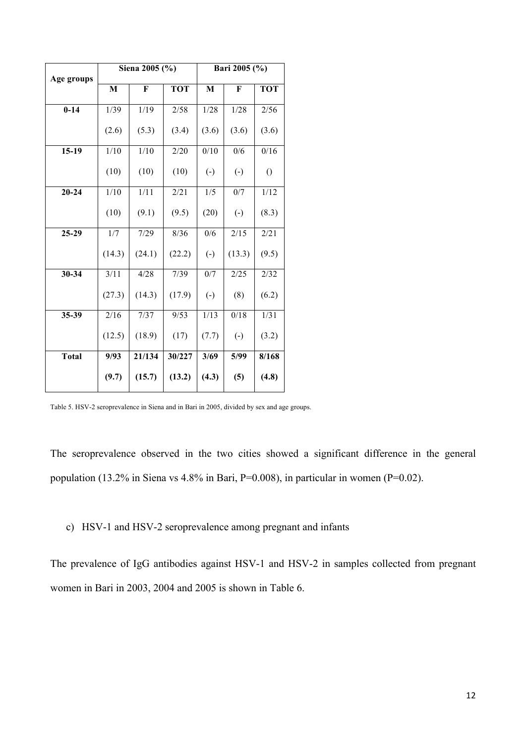| Age groups | Siena 2005 (%) | | | Bari 2005 (%) | | |
|---|---|---|---|---|---|---|
| | **M** | **F** | **TOT** | **M** | **F** | **TOT** |
| **0-14** | 1/39 (2.6) | 1/19 (5.3) | 2/58 (3.4) | 1/28 (3.6) | 1/28 (3.6) | 2/56 (3.6) |
| **15-19** | 1/10 (10) | 1/10 (10) | 2/20 (10) | 0/10 (-) | 0/6 (-) | 0/16 () |
| **20-24** | 1/10 (10) | 1/11 (9.1) | 2/21 (9.5) | 1/5 (20) | 0/7 (-) | 1/12 (8.3) |
| **25-29** | 1/7 (14.3) | 7/29 (24.1) | 8/36 (22.2) | 0/6 (-) | 2/15 (13.3) | 2/21 (9.5) |
| **30-34** | 3/11 (27.3) | 4/28 (14.3) | 7/39 (17.9) | 0/7 (-) | 2/25 (8) | 2/32 (6.2) |
| **35-39** | 2/16 (12.5) | 7/37 (18.9) | 9/53 (17) | 1/13 (7.7) | 0/18 (-) | 1/31 (3.2) |
| **Total** | **9/93 (9.7)** | **21/134 (15.7)** | **30/227 (13.2)** | **3/69 (4.3)** | **5/99 (5)** | **8/168 (4.8)** |

Table 5. HSV-2 seroprevalence in Siena and in Bari in 2005, divided by sex and age groups.

The seroprevalence observed in the two cities showed a significant difference in the general population (13.2% in Siena vs 4.8% in Bari, P=0.008), in particular in women (P=0.02).

c) HSV-1 and HSV-2 seroprevalence among pregnant and infants

The prevalence of IgG antibodies against HSV-1 and HSV-2 in samples collected from pregnant women in Bari in 2003, 2004 and 2005 is shown in Table 6.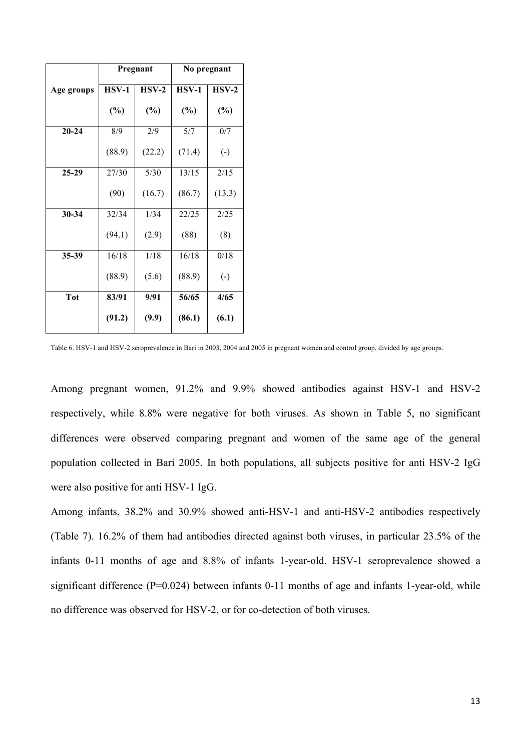| | Pregnant | | No pregnant | |
|---|---|---|---|---|
| **Age groups** | **HSV-1 (%)** | **HSV-2 (%)** | **HSV-1 (%)** | **HSV-2 (%)** |
| **20-24** | 8/9 (88.9) | 2/9 (22.2) | 5/7 (71.4) | 0/7 (-) |
| **25-29** | 27/30 (90) | 5/30 (16.7) | 13/15 (86.7) | 2/15 (13.3) |
| **30-34** | 32/34 (94.1) | 1/34 (2.9) | 22/25 (88) | 2/25 (8) |
| **35-39** | 16/18 (88.9) | 1/18 (5.6) | 16/18 (88.9) | 0/18 (-) |
| **Tot** | **83/91 (91.2)** | **9/91 (9.9)** | **56/65 (86.1)** | **4/65 (6.1)** |

Table 6. HSV-1 and HSV-2 seroprevalence in Bari in 2003, 2004 and 2005 in pregnant women and control group, divided by age groups.

Among pregnant women, 91.2% and 9.9% showed antibodies against HSV-1 and HSV-2 respectively, while 8.8% were negative for both viruses. As shown in Table 5, no significant differences were observed comparing pregnant and women of the same age of the general population collected in Bari 2005. In both populations, all subjects positive for anti HSV-2 IgG were also positive for anti HSV-1 IgG.

Among infants, 38.2% and 30.9% showed anti-HSV-1 and anti-HSV-2 antibodies respectively (Table 7). 16.2% of them had antibodies directed against both viruses, in particular 23.5% of the infants 0-11 months of age and 8.8% of infants 1-year-old. HSV-1 seroprevalence showed a significant difference (P=0.024) between infants 0-11 months of age and infants 1-year-old, while no difference was observed for HSV-2, or for co-detection of both viruses.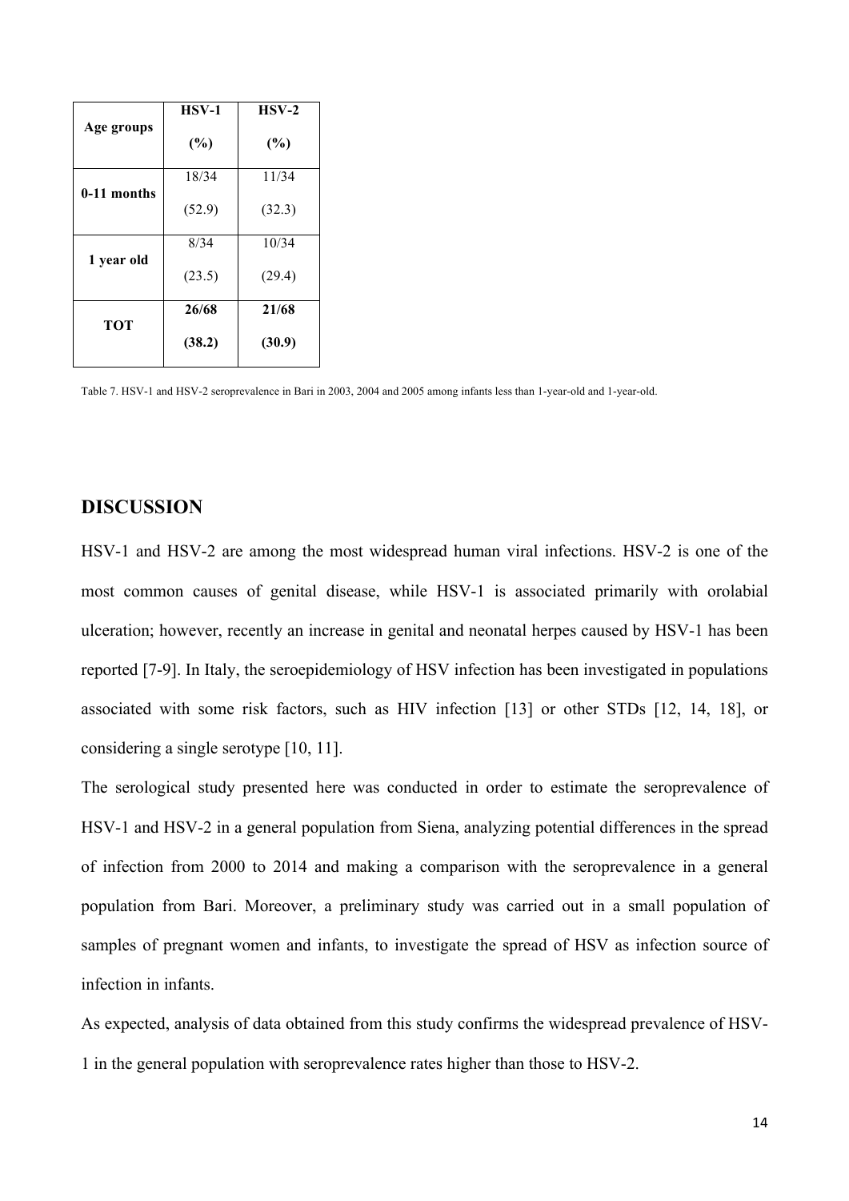| Age groups | HSV-1 (%) | HSV-2 (%) |
|---|---|---|
| **0-11 months** | 18/34 (52.9) | 11/34 (32.3) |
| **1 year old** | 8/34 (23.5) | 10/34 (29.4) |
| **TOT** | **26/68 (38.2)** | **21/68 (30.9)** |

Table 7. HSV-1 and HSV-2 seroprevalence in Bari in 2003, 2004 and 2005 among infants less than 1-year-old and 1-year-old.

## DISCUSSION

HSV-1 and HSV-2 are among the most widespread human viral infections. HSV-2 is one of the most common causes of genital disease, while HSV-1 is associated primarily with orolabial ulceration; however, recently an increase in genital and neonatal herpes caused by HSV-1 has been reported [7-9]. In Italy, the seroepidemiology of HSV infection has been investigated in populations associated with some risk factors, such as HIV infection [13] or other STDs [12, 14, 18], or considering a single serotype [10, 11].

The serological study presented here was conducted in order to estimate the seroprevalence of HSV-1 and HSV-2 in a general population from Siena, analyzing potential differences in the spread of infection from 2000 to 2014 and making a comparison with the seroprevalence in a general population from Bari. Moreover, a preliminary study was carried out in a small population of samples of pregnant women and infants, to investigate the spread of HSV as infection source of infection in infants.

As expected, analysis of data obtained from this study confirms the widespread prevalence of HSV-1 in the general population with seroprevalence rates higher than those to HSV-2.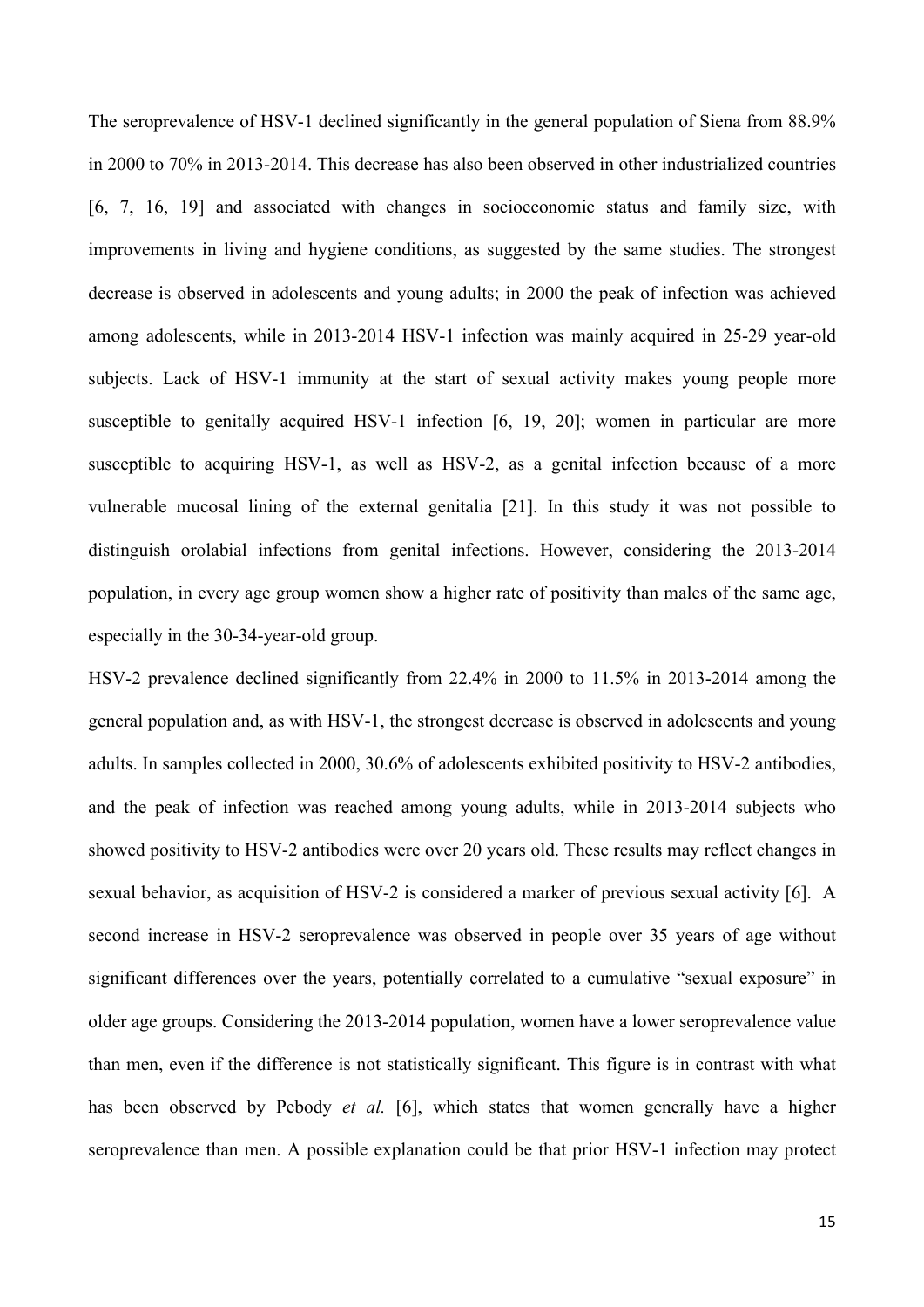The seroprevalence of HSV-1 declined significantly in the general population of Siena from 88.9% in 2000 to 70% in 2013-2014. This decrease has also been observed in other industrialized countries [6, 7, 16, 19] and associated with changes in socioeconomic status and family size, with improvements in living and hygiene conditions, as suggested by the same studies. The strongest decrease is observed in adolescents and young adults; in 2000 the peak of infection was achieved among adolescents, while in 2013-2014 HSV-1 infection was mainly acquired in 25-29 year-old subjects. Lack of HSV-1 immunity at the start of sexual activity makes young people more susceptible to genitally acquired HSV-1 infection [6, 19, 20]; women in particular are more susceptible to acquiring HSV-1, as well as HSV-2, as a genital infection because of a more vulnerable mucosal lining of the external genitalia [21]. In this study it was not possible to distinguish orolabial infections from genital infections. However, considering the 2013-2014 population, in every age group women show a higher rate of positivity than males of the same age, especially in the 30-34-year-old group.

HSV-2 prevalence declined significantly from 22.4% in 2000 to 11.5% in 2013-2014 among the general population and, as with HSV-1, the strongest decrease is observed in adolescents and young adults. In samples collected in 2000, 30.6% of adolescents exhibited positivity to HSV-2 antibodies, and the peak of infection was reached among young adults, while in 2013-2014 subjects who showed positivity to HSV-2 antibodies were over 20 years old. These results may reflect changes in sexual behavior, as acquisition of HSV-2 is considered a marker of previous sexual activity [6]. A second increase in HSV-2 seroprevalence was observed in people over 35 years of age without significant differences over the years, potentially correlated to a cumulative "sexual exposure" in older age groups. Considering the 2013-2014 population, women have a lower seroprevalence value than men, even if the difference is not statistically significant. This figure is in contrast with what has been observed by Pebody *et al.* [6], which states that women generally have a higher seroprevalence than men. A possible explanation could be that prior HSV-1 infection may protect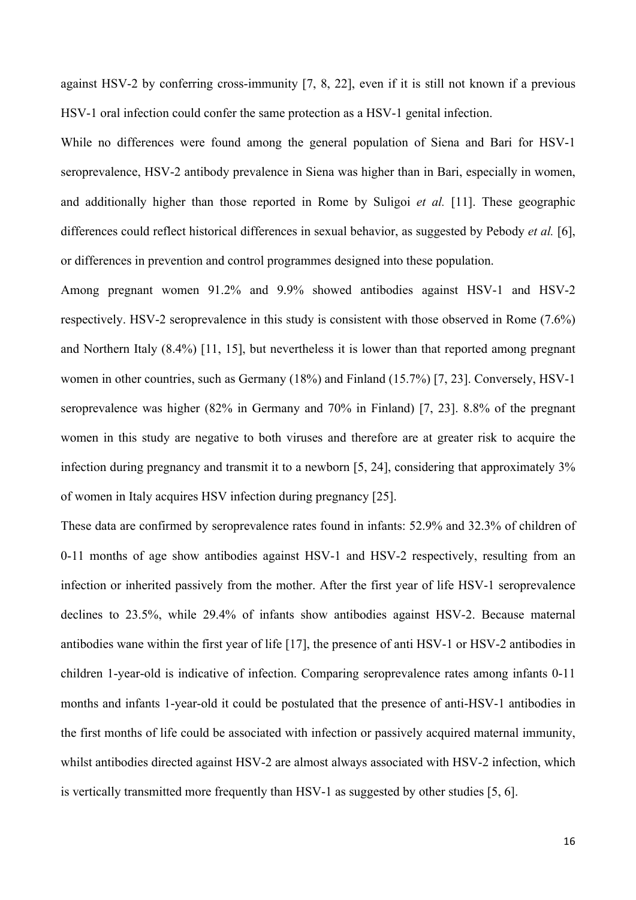against HSV-2 by conferring cross-immunity [7, 8, 22], even if it is still not known if a previous HSV-1 oral infection could confer the same protection as a HSV-1 genital infection.

While no differences were found among the general population of Siena and Bari for HSV-1 seroprevalence, HSV-2 antibody prevalence in Siena was higher than in Bari, especially in women, and additionally higher than those reported in Rome by Suligoi *et al.* [11]. These geographic differences could reflect historical differences in sexual behavior, as suggested by Pebody *et al.* [6], or differences in prevention and control programmes designed into these population.

Among pregnant women 91.2% and 9.9% showed antibodies against HSV-1 and HSV-2 respectively. HSV-2 seroprevalence in this study is consistent with those observed in Rome (7.6%) and Northern Italy (8.4%) [11, 15], but nevertheless it is lower than that reported among pregnant women in other countries, such as Germany (18%) and Finland (15.7%) [7, 23]. Conversely, HSV-1 seroprevalence was higher (82% in Germany and 70% in Finland) [7, 23]. 8.8% of the pregnant women in this study are negative to both viruses and therefore are at greater risk to acquire the infection during pregnancy and transmit it to a newborn [5, 24], considering that approximately 3% of women in Italy acquires HSV infection during pregnancy [25].

These data are confirmed by seroprevalence rates found in infants: 52.9% and 32.3% of children of 0-11 months of age show antibodies against HSV-1 and HSV-2 respectively, resulting from an infection or inherited passively from the mother. After the first year of life HSV-1 seroprevalence declines to 23.5%, while 29.4% of infants show antibodies against HSV-2. Because maternal antibodies wane within the first year of life [17], the presence of anti HSV-1 or HSV-2 antibodies in children 1-year-old is indicative of infection. Comparing seroprevalence rates among infants 0-11 months and infants 1-year-old it could be postulated that the presence of anti-HSV-1 antibodies in the first months of life could be associated with infection or passively acquired maternal immunity, whilst antibodies directed against HSV-2 are almost always associated with HSV-2 infection, which is vertically transmitted more frequently than HSV-1 as suggested by other studies [5, 6].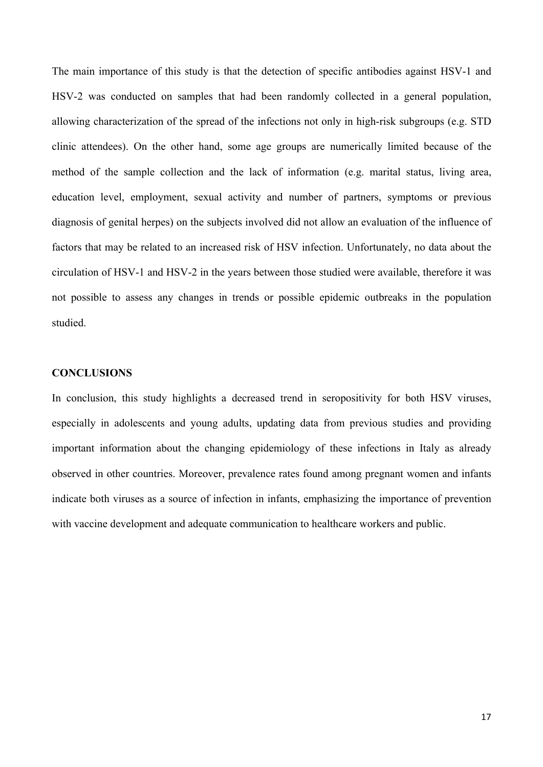The main importance of this study is that the detection of specific antibodies against HSV-1 and HSV-2 was conducted on samples that had been randomly collected in a general population, allowing characterization of the spread of the infections not only in high-risk subgroups (e.g. STD clinic attendees). On the other hand, some age groups are numerically limited because of the method of the sample collection and the lack of information (e.g. marital status, living area, education level, employment, sexual activity and number of partners, symptoms or previous diagnosis of genital herpes) on the subjects involved did not allow an evaluation of the influence of factors that may be related to an increased risk of HSV infection. Unfortunately, no data about the circulation of HSV-1 and HSV-2 in the years between those studied were available, therefore it was not possible to assess any changes in trends or possible epidemic outbreaks in the population studied.

## CONCLUSIONS

In conclusion, this study highlights a decreased trend in seropositivity for both HSV viruses, especially in adolescents and young adults, updating data from previous studies and providing important information about the changing epidemiology of these infections in Italy as already observed in other countries. Moreover, prevalence rates found among pregnant women and infants indicate both viruses as a source of infection in infants, emphasizing the importance of prevention with vaccine development and adequate communication to healthcare workers and public.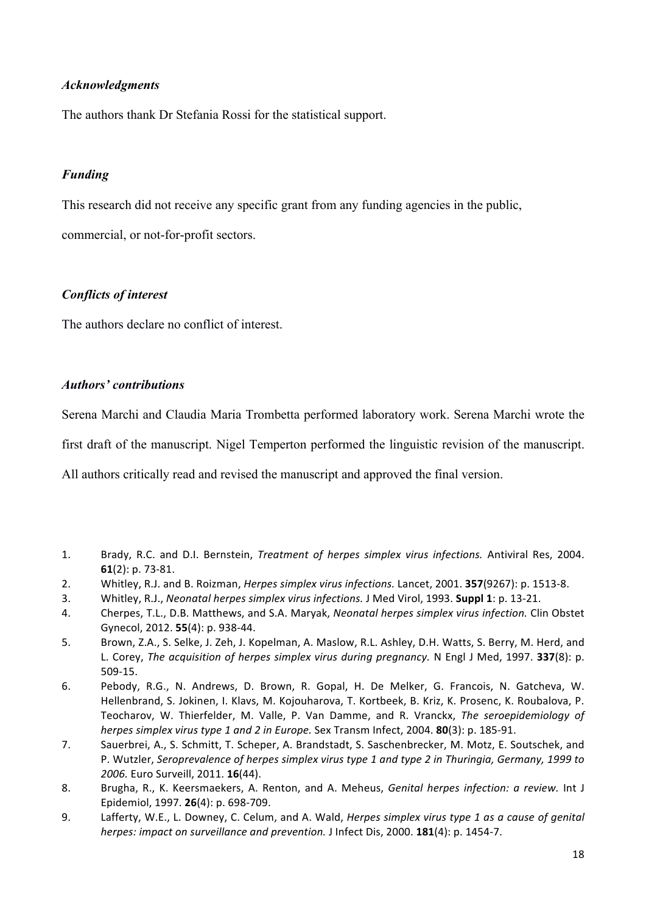### *Acknowledgments*

The authors thank Dr Stefania Rossi for the statistical support.

### *Funding*

This research did not receive any specific grant from any funding agencies in the public, commercial, or not-for-profit sectors.

### *Conflicts of interest*

The authors declare no conflict of interest.

### *Authors' contributions*

Serena Marchi and Claudia Maria Trombetta performed laboratory work. Serena Marchi wrote the first draft of the manuscript. Nigel Temperton performed the linguistic revision of the manuscript. All authors critically read and revised the manuscript and approved the final version.

1. Brady, R.C. and D.I. Bernstein, *Treatment of herpes simplex virus infections.* Antiviral Res, 2004. **61**(2): p. 73-81.
2. Whitley, R.J. and B. Roizman, *Herpes simplex virus infections.* Lancet, 2001. **357**(9267): p. 1513-8.
3. Whitley, R.J., *Neonatal herpes simplex virus infections.* J Med Virol, 1993. **Suppl 1**: p. 13-21.
4. Cherpes, T.L., D.B. Matthews, and S.A. Maryak, *Neonatal herpes simplex virus infection.* Clin Obstet Gynecol, 2012. **55**(4): p. 938-44.
5. Brown, Z.A., S. Selke, J. Zeh, J. Kopelman, A. Maslow, R.L. Ashley, D.H. Watts, S. Berry, M. Herd, and L. Corey, *The acquisition of herpes simplex virus during pregnancy.* N Engl J Med, 1997. **337**(8): p. 509-15.
6. Pebody, R.G., N. Andrews, D. Brown, R. Gopal, H. De Melker, G. Francois, N. Gatcheva, W. Hellenbrand, S. Jokinen, I. Klavs, M. Kojouharova, T. Kortbeek, B. Kriz, K. Prosenc, K. Roubalova, P. Teocharov, W. Thierfelder, M. Valle, P. Van Damme, and R. Vranckx, *The seroepidemiology of herpes simplex virus type 1 and 2 in Europe.* Sex Transm Infect, 2004. **80**(3): p. 185-91.
7. Sauerbrei, A., S. Schmitt, T. Scheper, A. Brandstadt, S. Saschenbrecker, M. Motz, E. Soutschek, and P. Wutzler, *Seroprevalence of herpes simplex virus type 1 and type 2 in Thuringia, Germany, 1999 to 2006.* Euro Surveill, 2011. **16**(44).
8. Brugha, R., K. Keersmaekers, A. Renton, and A. Meheus, *Genital herpes infection: a review.* Int J Epidemiol, 1997. **26**(4): p. 698-709.
9. Lafferty, W.E., L. Downey, C. Celum, and A. Wald, *Herpes simplex virus type 1 as a cause of genital herpes: impact on surveillance and prevention.* J Infect Dis, 2000. **181**(4): p. 1454-7.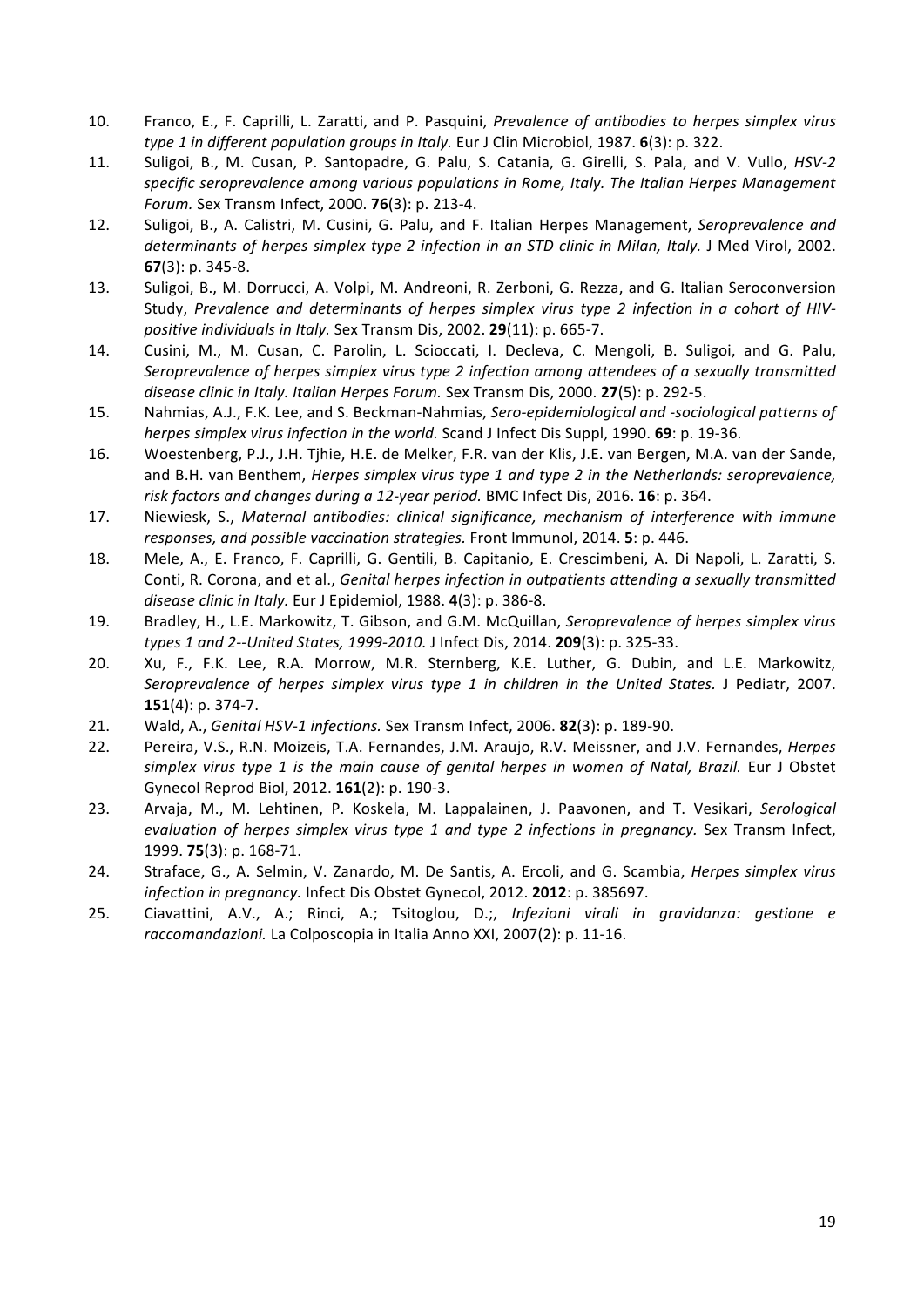10. Franco, E., F. Caprilli, L. Zaratti, and P. Pasquini, *Prevalence of antibodies to herpes simplex virus type 1 in different population groups in Italy.* Eur J Clin Microbiol, 1987. **6**(3): p. 322.
11. Suligoi, B., M. Cusan, P. Santopadre, G. Palu, S. Catania, G. Girelli, S. Pala, and V. Vullo, *HSV-2 specific seroprevalence among various populations in Rome, Italy. The Italian Herpes Management Forum.* Sex Transm Infect, 2000. **76**(3): p. 213-4.
12. Suligoi, B., A. Calistri, M. Cusini, G. Palu, and F. Italian Herpes Management, *Seroprevalence and determinants of herpes simplex type 2 infection in an STD clinic in Milan, Italy.* J Med Virol, 2002. **67**(3): p. 345-8.
13. Suligoi, B., M. Dorrucci, A. Volpi, M. Andreoni, R. Zerboni, G. Rezza, and G. Italian Seroconversion Study, *Prevalence and determinants of herpes simplex virus type 2 infection in a cohort of HIV-positive individuals in Italy.* Sex Transm Dis, 2002. **29**(11): p. 665-7.
14. Cusini, M., M. Cusan, C. Parolin, L. Scioccati, I. Decleva, C. Mengoli, B. Suligoi, and G. Palu, *Seroprevalence of herpes simplex virus type 2 infection among attendees of a sexually transmitted disease clinic in Italy. Italian Herpes Forum.* Sex Transm Dis, 2000. **27**(5): p. 292-5.
15. Nahmias, A.J., F.K. Lee, and S. Beckman-Nahmias, *Sero-epidemiological and -sociological patterns of herpes simplex virus infection in the world.* Scand J Infect Dis Suppl, 1990. **69**: p. 19-36.
16. Woestenberg, P.J., J.H. Tjhie, H.E. de Melker, F.R. van der Klis, J.E. van Bergen, M.A. van der Sande, and B.H. van Benthem, *Herpes simplex virus type 1 and type 2 in the Netherlands: seroprevalence, risk factors and changes during a 12-year period.* BMC Infect Dis, 2016. **16**: p. 364.
17. Niewiesk, S., *Maternal antibodies: clinical significance, mechanism of interference with immune responses, and possible vaccination strategies.* Front Immunol, 2014. **5**: p. 446.
18. Mele, A., E. Franco, F. Caprilli, G. Gentili, B. Capitanio, E. Crescimbeni, A. Di Napoli, L. Zaratti, S. Conti, R. Corona, and et al., *Genital herpes infection in outpatients attending a sexually transmitted disease clinic in Italy.* Eur J Epidemiol, 1988. **4**(3): p. 386-8.
19. Bradley, H., L.E. Markowitz, T. Gibson, and G.M. McQuillan, *Seroprevalence of herpes simplex virus types 1 and 2--United States, 1999-2010.* J Infect Dis, 2014. **209**(3): p. 325-33.
20. Xu, F., F.K. Lee, R.A. Morrow, M.R. Sternberg, K.E. Luther, G. Dubin, and L.E. Markowitz, *Seroprevalence of herpes simplex virus type 1 in children in the United States.* J Pediatr, 2007. **151**(4): p. 374-7.
21. Wald, A., *Genital HSV-1 infections.* Sex Transm Infect, 2006. **82**(3): p. 189-90.
22. Pereira, V.S., R.N. Moizeis, T.A. Fernandes, J.M. Araujo, R.V. Meissner, and J.V. Fernandes, *Herpes simplex virus type 1 is the main cause of genital herpes in women of Natal, Brazil.* Eur J Obstet Gynecol Reprod Biol, 2012. **161**(2): p. 190-3.
23. Arvaja, M., M. Lehtinen, P. Koskela, M. Lappalainen, J. Paavonen, and T. Vesikari, *Serological evaluation of herpes simplex virus type 1 and type 2 infections in pregnancy.* Sex Transm Infect, 1999. **75**(3): p. 168-71.
24. Straface, G., A. Selmin, V. Zanardo, M. De Santis, A. Ercoli, and G. Scambia, *Herpes simplex virus infection in pregnancy.* Infect Dis Obstet Gynecol, 2012. **2012**: p. 385697.
25. Ciavattini, A.V., A.; Rinci, A.; Tsitoglou, D.;, *Infezioni virali in gravidanza: gestione e raccomandazioni.* La Colposcopia in Italia Anno XXI, 2007(2): p. 11-16.